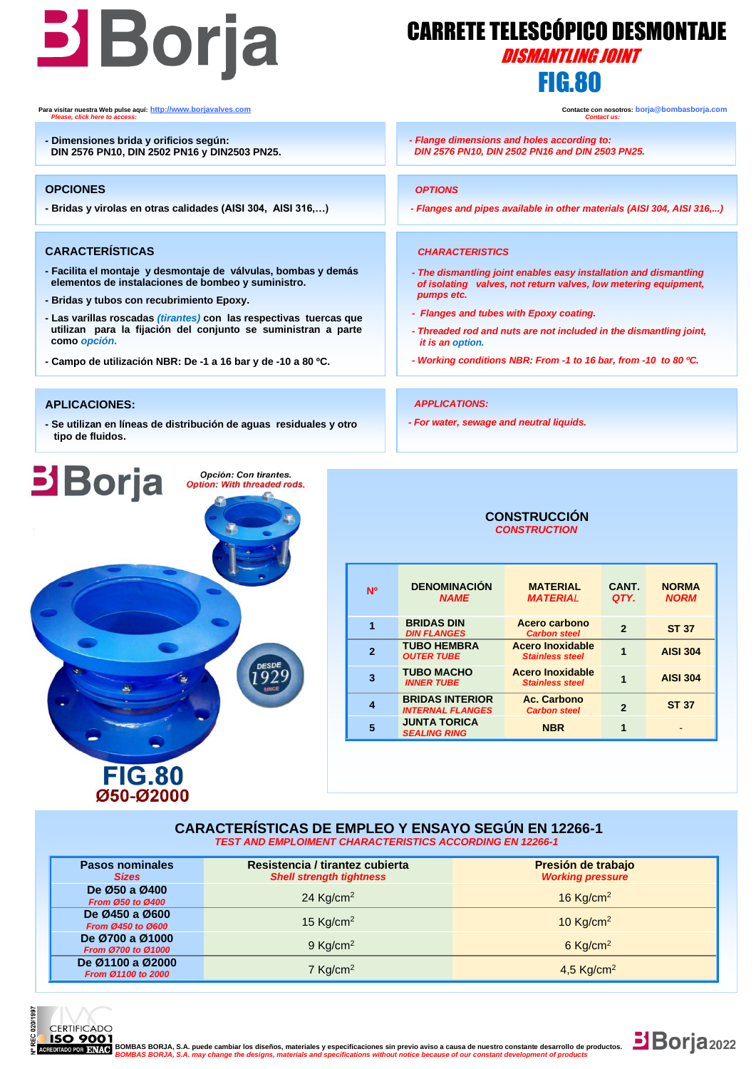# CARRETE TELESCÓPICO DESMONTAJE

## *DISMANTLING JOINT*

## FIG.80

Para visitar nuestra Web pulse aquí: http://www.borjavalves.com
*Please, click here to access:*

Contacte con nosotros: borja@bombasborja.com
*Contact us:*

- Dimensiones brida y orificios según: DIN 2576 PN10, DIN 2502 PN16 y DIN2503 PN25.

*- Flange dimensions and holes according to: DIN 2576 PN10, DIN 2502 PN16 and DIN 2503 PN25.*

### OPCIONES

- Bridas y virolas en otras calidades (AISI 304, AISI 316,…)

### *OPTIONS*

*- Flanges and pipes available in other materials (AISI 304, AISI 316,...)*

### CARACTERÍSTICAS

- Facilita el montaje y desmontaje de válvulas, bombas y demás elementos de instalaciones de bombeo y suministro.
- Bridas y tubos con recubrimiento Epoxy.
- Las varillas roscadas *(tirantes)* con las respectivas tuercas que utilizan para la fijación del conjunto se suministran a parte como *opción*.
- Campo de utilización NBR: De -1 a 16 bar y de -10 a 80 ºC.

### *CHARACTERISTICS*

*- The dismantling joint enables easy installation and dismantling of isolating valves, not return valves, low metering equipment, pumps etc.*

*- Flanges and tubes with Epoxy coating.*

*- Threaded rod and nuts are not included in the dismantling joint, it is an option.*

*- Working conditions NBR: From -1 to 16 bar, from -10 to 80 ºC.*

### APLICACIONES:

- Se utilizan en líneas de distribución de aguas residuales y otro tipo de fluidos.

### *APPLICATIONS:*

*- For water, sewage and neutral liquids.*

Opción: Con tirantes.
*Option: With threaded rods.*

**FIG.80**
**Ø50-Ø2000**

### CONSTRUCCIÓN
*CONSTRUCTION*

| Nº | DENOMINACIÓN *NAME* | MATERIAL *MATERIAL* | CANT. *QTY.* | NORMA *NORM* |
|---|---|---|---|---|
| 1 | BRIDAS DIN *DIN FLANGES* | Acero carbono *Carbon steel* | 2 | ST 37 |
| 2 | TUBO HEMBRA *OUTER TUBE* | Acero Inoxidable *Stainless steel* | 1 | AISI 304 |
| 3 | TUBO MACHO *INNER TUBE* | Acero Inoxidable *Stainless steel* | 1 | AISI 304 |
| 4 | BRIDAS INTERIOR *INTERNAL FLANGES* | Ac. Carbono *Carbon steel* | 2 | ST 37 |
| 5 | JUNTA TORICA *SEALING RING* | NBR | 1 | - |

### CARACTERÍSTICAS DE EMPLEO Y ENSAYO SEGÚN EN 12266-1
*TEST AND EMPLOIMENT CHARACTERISTICS ACCORDING EN 12266-1*

| Pasos nominales *Sizes* | Resistencia / tirantez cubierta *Shell strength tightness* | Presión de trabajo *Working pressure* |
|---|---|---|
| De Ø50 a Ø400 *From Ø50 to Ø400* | 24 Kg/cm$^2$ | 16 Kg/cm$^2$ |
| De Ø450 a Ø600 *From Ø450 to Ø600* | 15 Kg/cm$^2$ | 10 Kg/cm$^2$ |
| De Ø700 a Ø1000 *From Ø700 to Ø1000* | 9 Kg/cm$^2$ | 6 Kg/cm$^2$ |
| De Ø1100 a Ø2000 *From Ø1100 to 2000* | 7 Kg/cm$^2$ | 4,5 Kg/cm$^2$ |

BOMBAS BORJA, S.A. puede cambiar los diseños, materiales y especificaciones sin previo aviso a causa de nuestro constante desarrollo de productos.
*BOMBAS BORJA, S.A. may change the designs, materials and specifications without notice because of our constant development of products*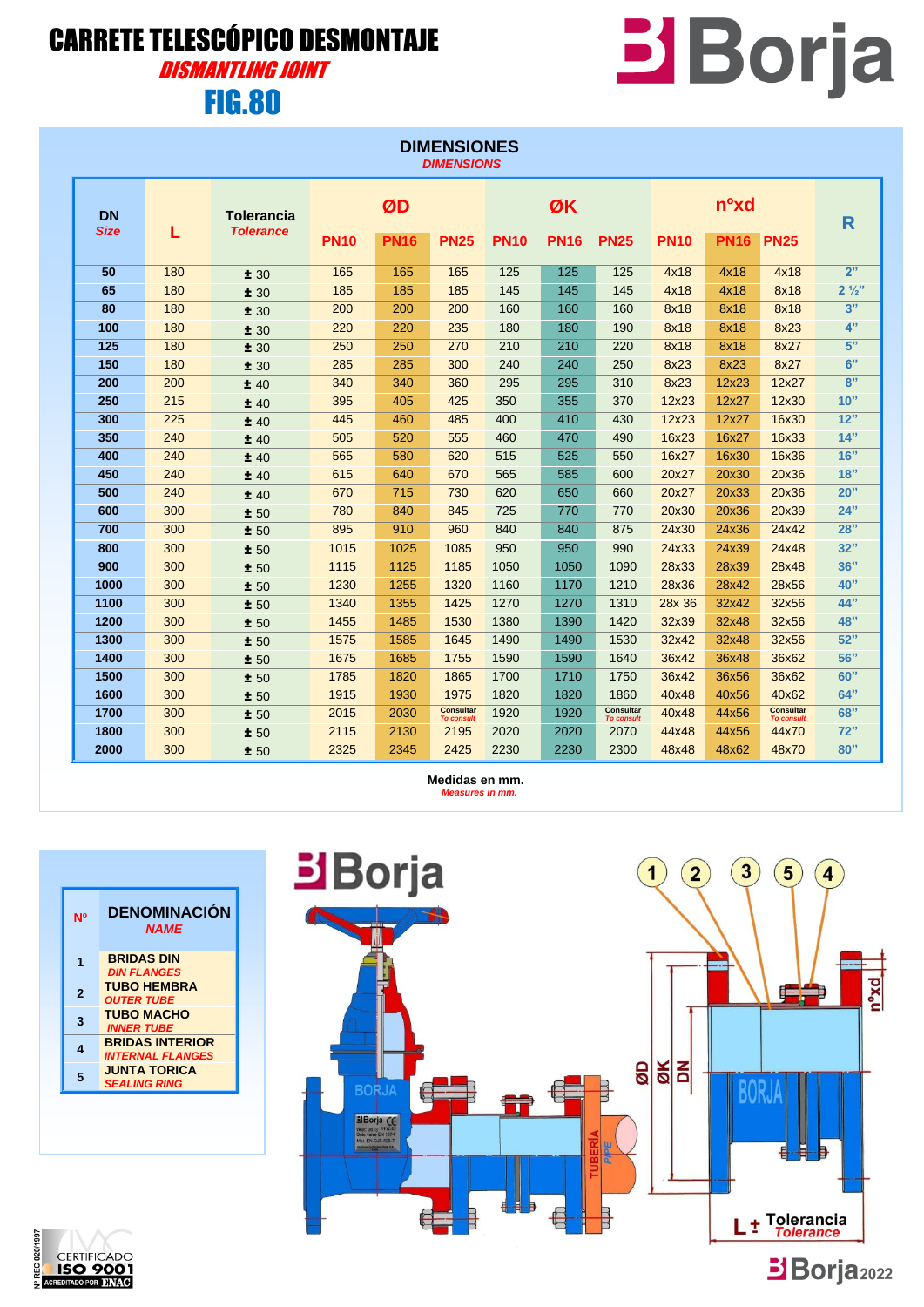# CARRETE TELESCÓPICO DESMONTAJE

*DISMANTLING JOINT*

## FIG.80

### DIMENSIONES
*DIMENSIONS*

| DN *Size* | L | Tolerancia *Tolerance* | ØD | | | ØK | | | nºxd | | | R |
|---|---|---|---|---|---|---|---|---|---|---|---|---|
| | | | PN10 | PN16 | PN25 | PN10 | PN16 | PN25 | PN10 | PN16 | PN25 | |
| 50 | 180 | ± 30 | 165 | 165 | 165 | 125 | 125 | 125 | 4x18 | 4x18 | 4x18 | 2" |
| 65 | 180 | ± 30 | 185 | 185 | 185 | 145 | 145 | 145 | 4x18 | 4x18 | 8x18 | 2 ½" |
| 80 | 180 | ± 30 | 200 | 200 | 200 | 160 | 160 | 160 | 8x18 | 8x18 | 8x18 | 3" |
| 100 | 180 | ± 30 | 220 | 220 | 235 | 180 | 180 | 190 | 8x18 | 8x18 | 8x23 | 4" |
| 125 | 180 | ± 30 | 250 | 250 | 270 | 210 | 210 | 220 | 8x18 | 8x18 | 8x27 | 5" |
| 150 | 180 | ± 30 | 285 | 285 | 300 | 240 | 240 | 250 | 8x23 | 8x23 | 8x27 | 6" |
| 200 | 200 | ± 40 | 340 | 340 | 360 | 295 | 295 | 310 | 8x23 | 12x23 | 12x27 | 8" |
| 250 | 215 | ± 40 | 395 | 405 | 425 | 350 | 355 | 370 | 12x23 | 12x27 | 12x30 | 10" |
| 300 | 225 | ± 40 | 445 | 460 | 485 | 400 | 410 | 430 | 12x23 | 12x27 | 16x30 | 12" |
| 350 | 240 | ± 40 | 505 | 520 | 555 | 460 | 470 | 490 | 16x23 | 16x27 | 16x33 | 14" |
| 400 | 240 | ± 40 | 565 | 580 | 620 | 515 | 525 | 550 | 16x27 | 16x30 | 16x36 | 16" |
| 450 | 240 | ± 40 | 615 | 640 | 670 | 565 | 585 | 600 | 20x27 | 20x30 | 20x36 | 18" |
| 500 | 240 | ± 40 | 670 | 715 | 730 | 620 | 650 | 660 | 20x27 | 20x33 | 20x36 | 20" |
| 600 | 300 | ± 50 | 780 | 840 | 845 | 725 | 770 | 770 | 20x30 | 20x36 | 20x39 | 24" |
| 700 | 300 | ± 50 | 895 | 910 | 960 | 840 | 840 | 875 | 24x30 | 24x36 | 24x42 | 28" |
| 800 | 300 | ± 50 | 1015 | 1025 | 1085 | 950 | 950 | 990 | 24x33 | 24x39 | 24x48 | 32" |
| 900 | 300 | ± 50 | 1115 | 1125 | 1185 | 1050 | 1050 | 1090 | 28x33 | 28x39 | 28x48 | 36" |
| 1000 | 300 | ± 50 | 1230 | 1255 | 1320 | 1160 | 1170 | 1210 | 28x36 | 28x42 | 28x56 | 40" |
| 1100 | 300 | ± 50 | 1340 | 1355 | 1425 | 1270 | 1270 | 1310 | 28x 36 | 32x42 | 32x56 | 44" |
| 1200 | 300 | ± 50 | 1455 | 1485 | 1530 | 1380 | 1390 | 1420 | 32x39 | 32x48 | 32x56 | 48" |
| 1300 | 300 | ± 50 | 1575 | 1585 | 1645 | 1490 | 1490 | 1530 | 32x42 | 32x48 | 32x56 | 52" |
| 1400 | 300 | ± 50 | 1675 | 1685 | 1755 | 1590 | 1590 | 1640 | 36x42 | 36x48 | 36x62 | 56" |
| 1500 | 300 | ± 50 | 1785 | 1820 | 1865 | 1700 | 1710 | 1750 | 36x42 | 36x56 | 36x62 | 60" |
| 1600 | 300 | ± 50 | 1915 | 1930 | 1975 | 1820 | 1820 | 1860 | 40x48 | 40x56 | 40x62 | 64" |
| 1700 | 300 | ± 50 | 2015 | 2030 | Consultar *To consult* | 1920 | 1920 | Consultar *To consult* | 40x48 | 44x56 | Consultar *To consult* | 68" |
| 1800 | 300 | ± 50 | 2115 | 2130 | 2195 | 2020 | 2020 | 2070 | 44x48 | 44x56 | 44x70 | 72" |
| 2000 | 300 | ± 50 | 2325 | 2345 | 2425 | 2230 | 2230 | 2300 | 48x48 | 48x62 | 48x70 | 80" |

**Medidas en mm.**
*Measures in mm.*

| Nº | DENOMINACIÓN *NAME* |
|---|---|
| 1 | BRIDAS DIN *DIN FLANGES* |
| 2 | TUBO HEMBRA *OUTER TUBE* |
| 3 | TUBO MACHO *INNER TUBE* |
| 4 | BRIDAS INTERIOR *INTERNAL FLANGES* |
| 5 | JUNTA TORICA *SEALING RING* |

1 2 3 5 4

ØD ØK DN nºxd

TUBERÍA *PIPE*

L ± Tolerancia *Tolerance*

Borja 2022